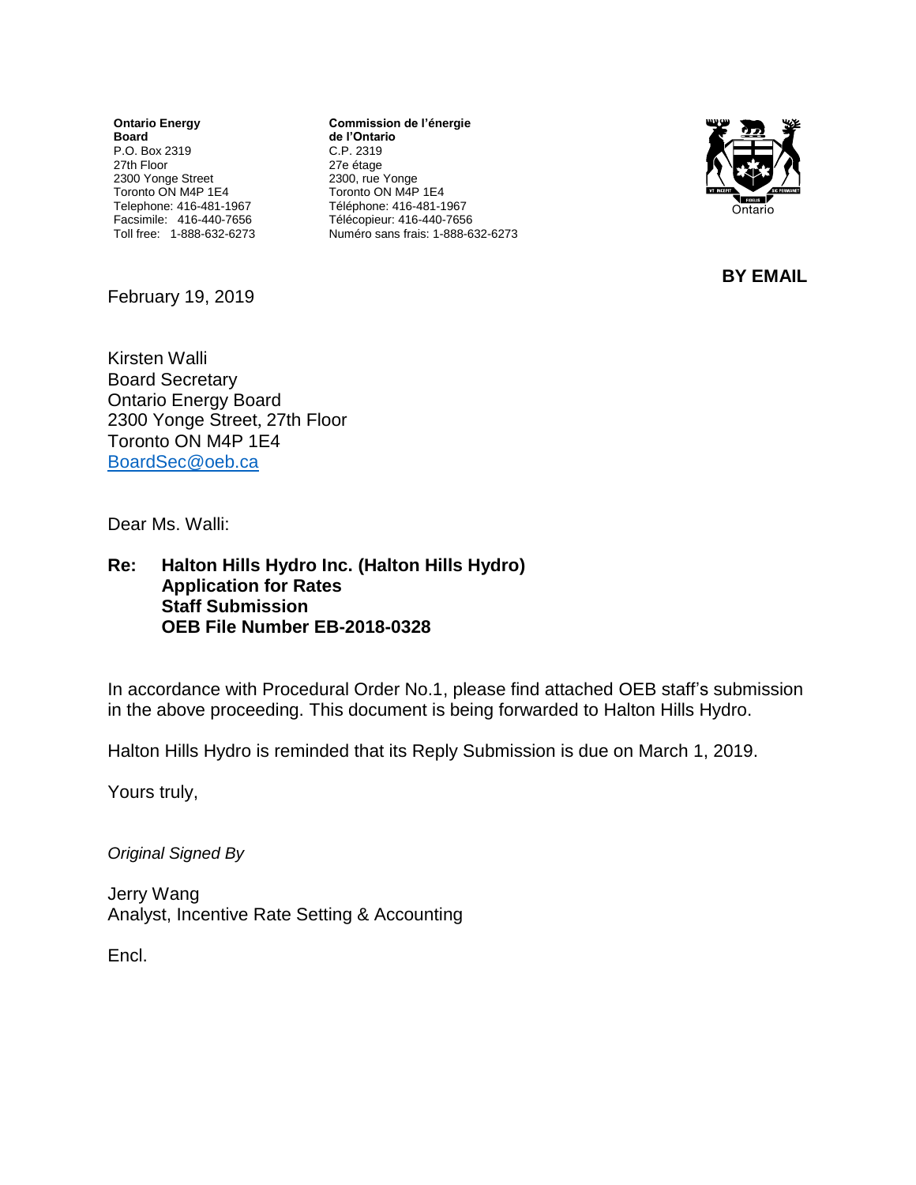**Ontario Energy Board**
P.O. Box 2319
27th Floor
2300 Yonge Street
Toronto ON M4P 1E4
Telephone: 416-481-1967
Facsimile: 416-440-7656
Toll free: 1-888-632-6273

**Commission de l'énergie de l'Ontario**
C.P. 2319
27e étage
2300, rue Yonge
Toronto ON M4P 1E4
Téléphone: 416-481-1967
Télécopieur: 416-440-7656
Numéro sans frais: 1-888-632-6273

Ontario

**BY EMAIL**

February 19, 2019

Kirsten Walli
Board Secretary
Ontario Energy Board
2300 Yonge Street, 27th Floor
Toronto ON M4P 1E4
BoardSec@oeb.ca

Dear Ms. Walli:

**Re: Halton Hills Hydro Inc. (Halton Hills Hydro)**
**Application for Rates**
**Staff Submission**
**OEB File Number EB-2018-0328**

In accordance with Procedural Order No.1, please find attached OEB staff's submission in the above proceeding. This document is being forwarded to Halton Hills Hydro.

Halton Hills Hydro is reminded that its Reply Submission is due on March 1, 2019.

Yours truly,

*Original Signed By*

Jerry Wang
Analyst, Incentive Rate Setting & Accounting

Encl.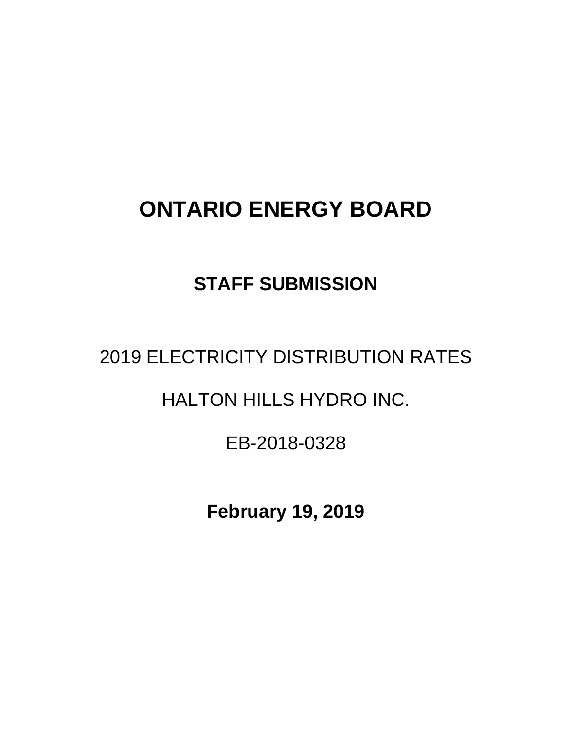# ONTARIO ENERGY BOARD

## STAFF SUBMISSION

2019 ELECTRICITY DISTRIBUTION RATES

HALTON HILLS HYDRO INC.

EB-2018-0328

**February 19, 2019**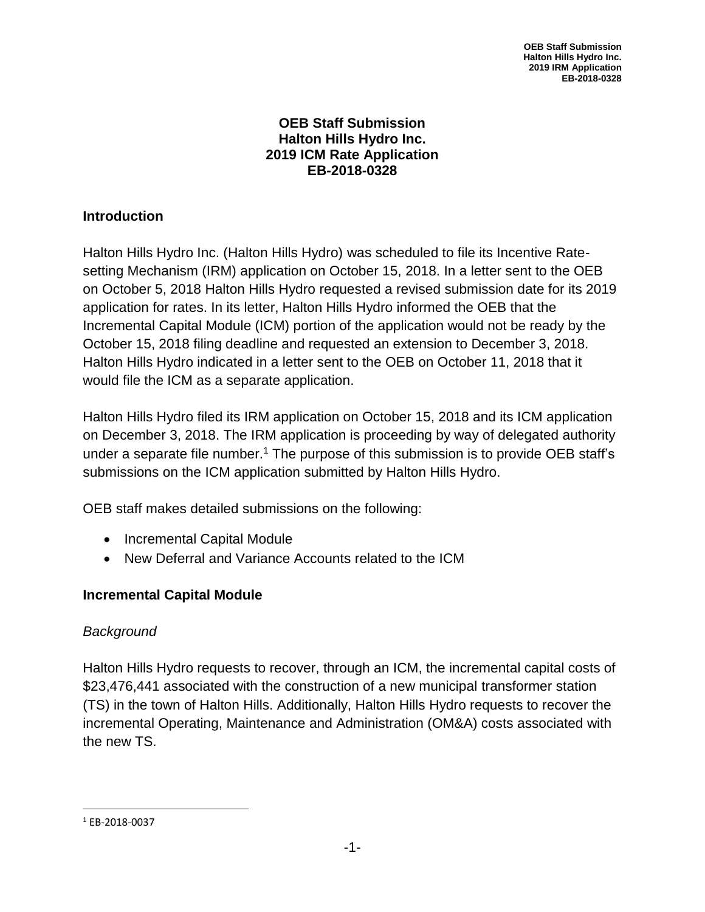# OEB Staff Submission
# Halton Hills Hydro Inc.
# 2019 ICM Rate Application
# EB-2018-0328

## Introduction

Halton Hills Hydro Inc. (Halton Hills Hydro) was scheduled to file its Incentive Rate-setting Mechanism (IRM) application on October 15, 2018. In a letter sent to the OEB on October 5, 2018 Halton Hills Hydro requested a revised submission date for its 2019 application for rates. In its letter, Halton Hills Hydro informed the OEB that the Incremental Capital Module (ICM) portion of the application would not be ready by the October 15, 2018 filing deadline and requested an extension to December 3, 2018. Halton Hills Hydro indicated in a letter sent to the OEB on October 11, 2018 that it would file the ICM as a separate application.

Halton Hills Hydro filed its IRM application on October 15, 2018 and its ICM application on December 3, 2018. The IRM application is proceeding by way of delegated authority under a separate file number.[1] The purpose of this submission is to provide OEB staff's submissions on the ICM application submitted by Halton Hills Hydro.

OEB staff makes detailed submissions on the following:

- Incremental Capital Module
- New Deferral and Variance Accounts related to the ICM

## Incremental Capital Module

*Background*

Halton Hills Hydro requests to recover, through an ICM, the incremental capital costs of $23,476,441 associated with the construction of a new municipal transformer station (TS) in the town of Halton Hills. Additionally, Halton Hills Hydro requests to recover the incremental Operating, Maintenance and Administration (OM&A) costs associated with the new TS.

[1] EB-2018-0037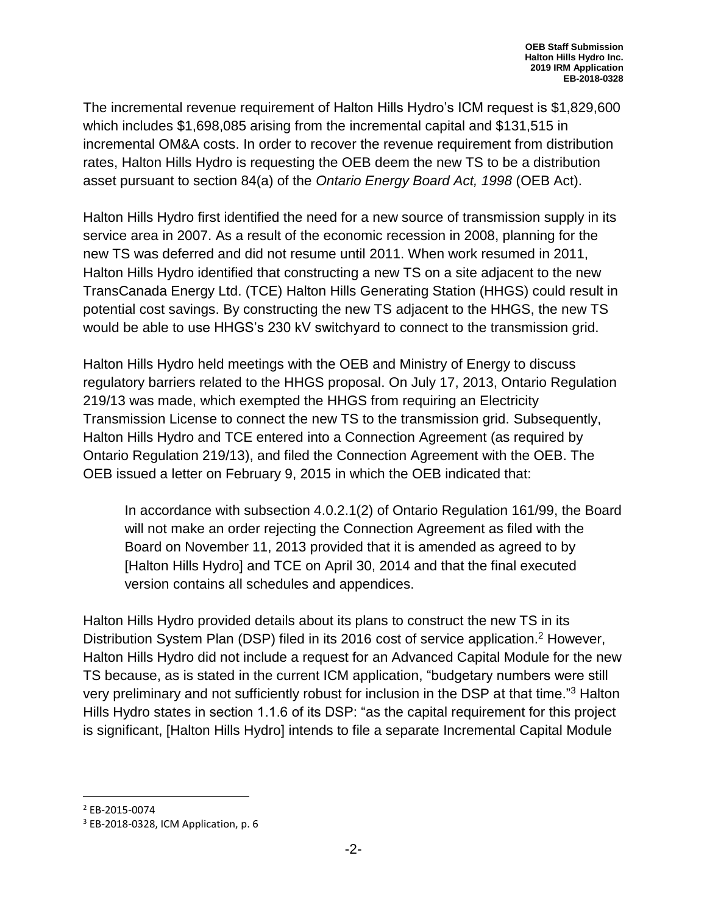The incremental revenue requirement of Halton Hills Hydro's ICM request is $1,829,600 which includes $1,698,085 arising from the incremental capital and $131,515 in incremental OM&A costs. In order to recover the revenue requirement from distribution rates, Halton Hills Hydro is requesting the OEB deem the new TS to be a distribution asset pursuant to section 84(a) of the *Ontario Energy Board Act, 1998* (OEB Act).

Halton Hills Hydro first identified the need for a new source of transmission supply in its service area in 2007. As a result of the economic recession in 2008, planning for the new TS was deferred and did not resume until 2011. When work resumed in 2011, Halton Hills Hydro identified that constructing a new TS on a site adjacent to the new TransCanada Energy Ltd. (TCE) Halton Hills Generating Station (HHGS) could result in potential cost savings. By constructing the new TS adjacent to the HHGS, the new TS would be able to use HHGS's 230 kV switchyard to connect to the transmission grid.

Halton Hills Hydro held meetings with the OEB and Ministry of Energy to discuss regulatory barriers related to the HHGS proposal. On July 17, 2013, Ontario Regulation 219/13 was made, which exempted the HHGS from requiring an Electricity Transmission License to connect the new TS to the transmission grid. Subsequently, Halton Hills Hydro and TCE entered into a Connection Agreement (as required by Ontario Regulation 219/13), and filed the Connection Agreement with the OEB. The OEB issued a letter on February 9, 2015 in which the OEB indicated that:

> In accordance with subsection 4.0.2.1(2) of Ontario Regulation 161/99, the Board will not make an order rejecting the Connection Agreement as filed with the Board on November 11, 2013 provided that it is amended as agreed to by [Halton Hills Hydro] and TCE on April 30, 2014 and that the final executed version contains all schedules and appendices.

Halton Hills Hydro provided details about its plans to construct the new TS in its Distribution System Plan (DSP) filed in its 2016 cost of service application.[2] However, Halton Hills Hydro did not include a request for an Advanced Capital Module for the new TS because, as is stated in the current ICM application, "budgetary numbers were still very preliminary and not sufficiently robust for inclusion in the DSP at that time."[3] Halton Hills Hydro states in section 1.1.6 of its DSP: "as the capital requirement for this project is significant, [Halton Hills Hydro] intends to file a separate Incremental Capital Module

---

[2] EB-2015-0074

[3] EB-2018-0328, ICM Application, p. 6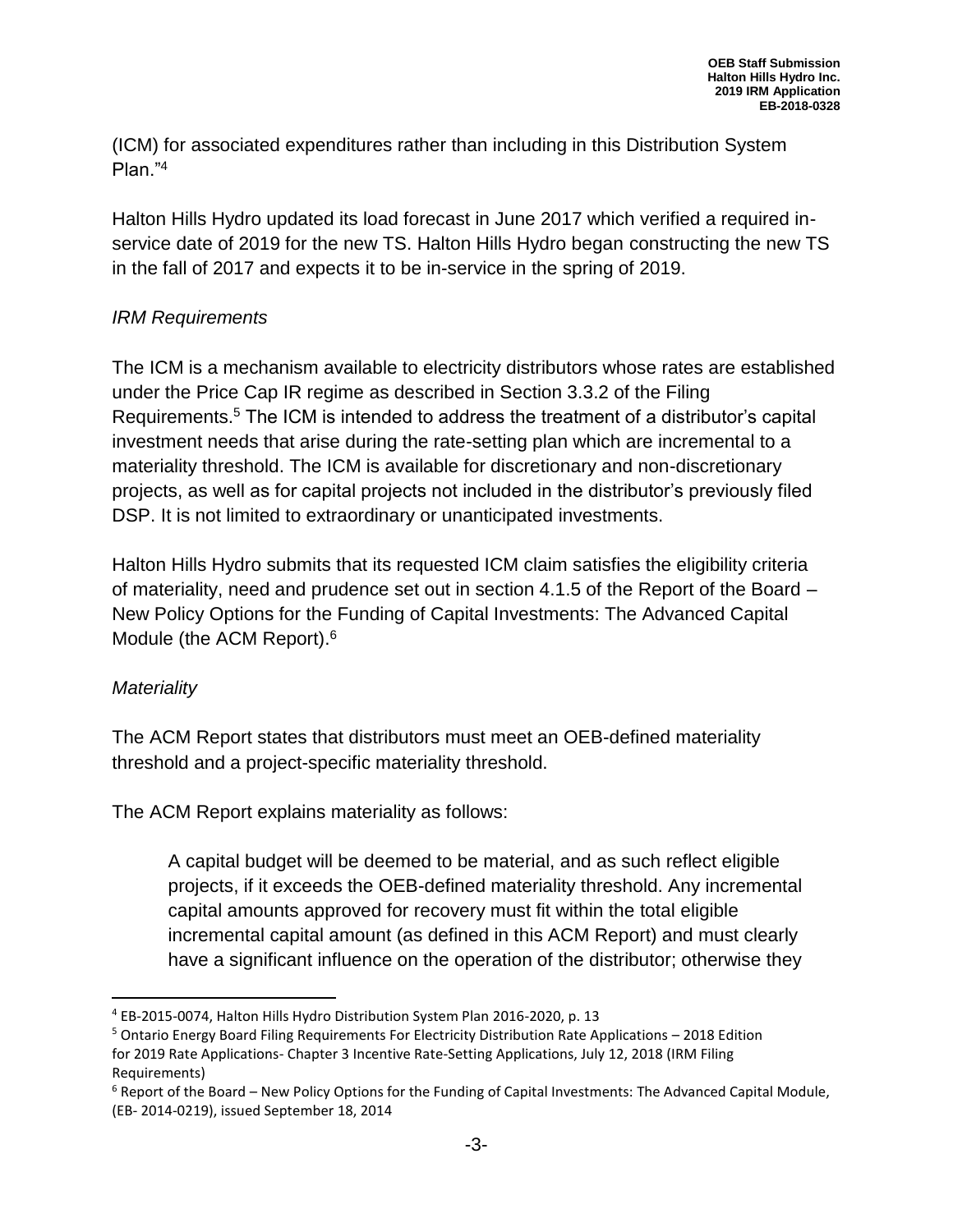(ICM) for associated expenditures rather than including in this Distribution System Plan."[4]

Halton Hills Hydro updated its load forecast in June 2017 which verified a required in-service date of 2019 for the new TS. Halton Hills Hydro began constructing the new TS in the fall of 2017 and expects it to be in-service in the spring of 2019.

*IRM Requirements*

The ICM is a mechanism available to electricity distributors whose rates are established under the Price Cap IR regime as described in Section 3.3.2 of the Filing Requirements.[5] The ICM is intended to address the treatment of a distributor's capital investment needs that arise during the rate-setting plan which are incremental to a materiality threshold. The ICM is available for discretionary and non-discretionary projects, as well as for capital projects not included in the distributor's previously filed DSP. It is not limited to extraordinary or unanticipated investments.

Halton Hills Hydro submits that its requested ICM claim satisfies the eligibility criteria of materiality, need and prudence set out in section 4.1.5 of the Report of the Board – New Policy Options for the Funding of Capital Investments: The Advanced Capital Module (the ACM Report).[6]

*Materiality*

The ACM Report states that distributors must meet an OEB-defined materiality threshold and a project-specific materiality threshold.

The ACM Report explains materiality as follows:

> A capital budget will be deemed to be material, and as such reflect eligible projects, if it exceeds the OEB-defined materiality threshold. Any incremental capital amounts approved for recovery must fit within the total eligible incremental capital amount (as defined in this ACM Report) and must clearly have a significant influence on the operation of the distributor; otherwise they

---

[4] EB-2015-0074, Halton Hills Hydro Distribution System Plan 2016-2020, p. 13

[5] Ontario Energy Board Filing Requirements For Electricity Distribution Rate Applications – 2018 Edition for 2019 Rate Applications- Chapter 3 Incentive Rate-Setting Applications, July 12, 2018 (IRM Filing Requirements)

[6] Report of the Board – New Policy Options for the Funding of Capital Investments: The Advanced Capital Module, (EB- 2014-0219), issued September 18, 2014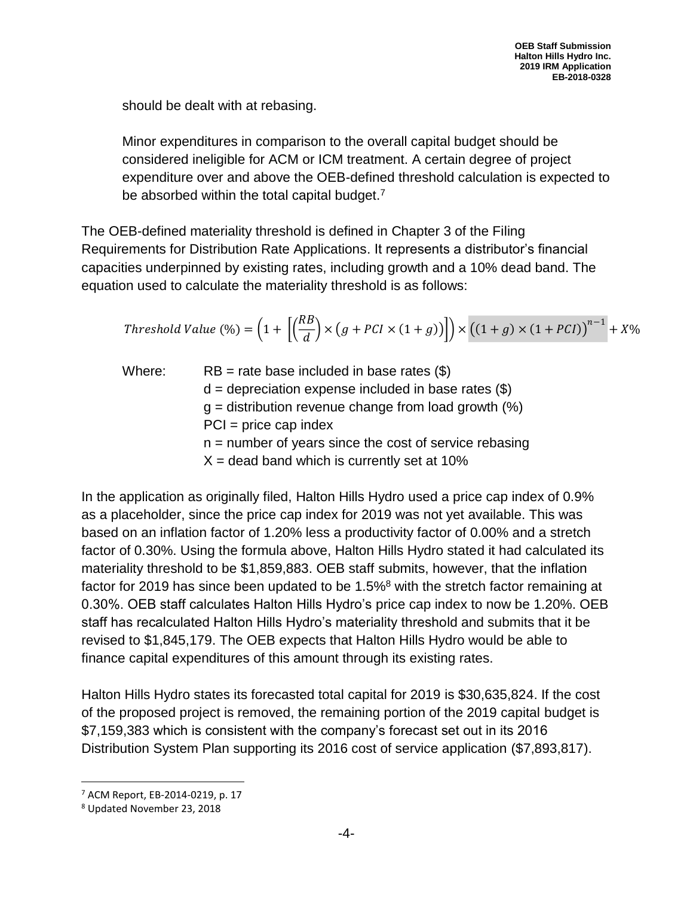should be dealt with at rebasing.

> Minor expenditures in comparison to the overall capital budget should be considered ineligible for ACM or ICM treatment. A certain degree of project expenditure over and above the OEB-defined threshold calculation is expected to be absorbed within the total capital budget.[7]

The OEB-defined materiality threshold is defined in Chapter 3 of the Filing Requirements for Distribution Rate Applications. It represents a distributor's financial capacities underpinned by existing rates, including growth and a 10% dead band. The equation used to calculate the materiality threshold is as follows:

$$Threshold\ Value\ (\%) = \left(1 + \left[\left(\frac{RB}{d}\right) \times \left(g + PCI \times (1+g)\right)\right]\right) \times \left((1+g) \times (1+PCI)\right)^{n-1} + X\%$$

Where:
- RB = rate base included in base rates ($)
- d = depreciation expense included in base rates ($)
- g = distribution revenue change from load growth (%)
- PCI = price cap index
- n = number of years since the cost of service rebasing
- X = dead band which is currently set at 10%

In the application as originally filed, Halton Hills Hydro used a price cap index of 0.9% as a placeholder, since the price cap index for 2019 was not yet available. This was based on an inflation factor of 1.20% less a productivity factor of 0.00% and a stretch factor of 0.30%. Using the formula above, Halton Hills Hydro stated it had calculated its materiality threshold to be $1,859,883. OEB staff submits, however, that the inflation factor for 2019 has since been updated to be 1.5%[8] with the stretch factor remaining at 0.30%. OEB staff calculates Halton Hills Hydro's price cap index to now be 1.20%. OEB staff has recalculated Halton Hills Hydro's materiality threshold and submits that it be revised to $1,845,179. The OEB expects that Halton Hills Hydro would be able to finance capital expenditures of this amount through its existing rates.

Halton Hills Hydro states its forecasted total capital for 2019 is $30,635,824. If the cost of the proposed project is removed, the remaining portion of the 2019 capital budget is $7,159,383 which is consistent with the company's forecast set out in its 2016 Distribution System Plan supporting its 2016 cost of service application ($7,893,817).

---

[7] ACM Report, EB-2014-0219, p. 17

[8] Updated November 23, 2018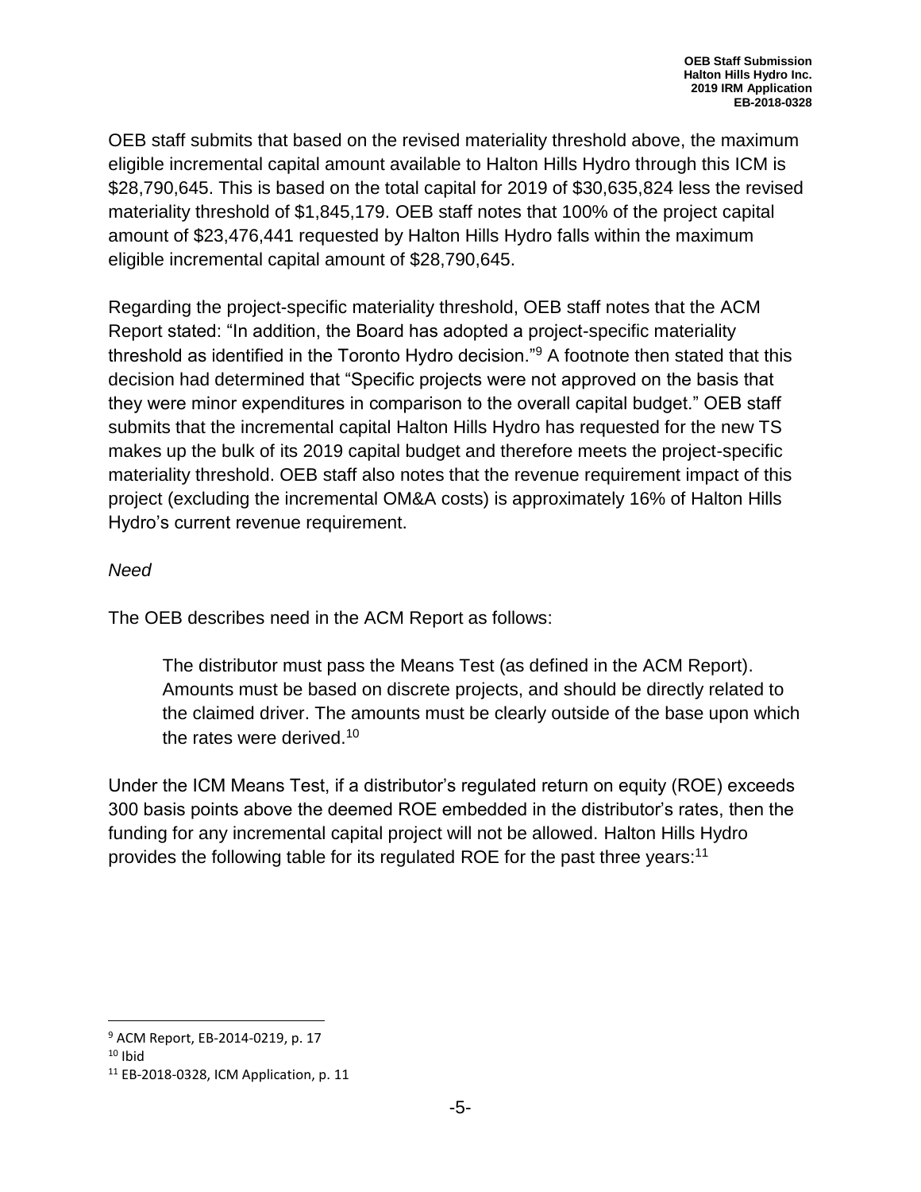OEB staff submits that based on the revised materiality threshold above, the maximum eligible incremental capital amount available to Halton Hills Hydro through this ICM is $28,790,645. This is based on the total capital for 2019 of $30,635,824 less the revised materiality threshold of $1,845,179. OEB staff notes that 100% of the project capital amount of $23,476,441 requested by Halton Hills Hydro falls within the maximum eligible incremental capital amount of $28,790,645.

Regarding the project-specific materiality threshold, OEB staff notes that the ACM Report stated: "In addition, the Board has adopted a project-specific materiality threshold as identified in the Toronto Hydro decision."[9] A footnote then stated that this decision had determined that "Specific projects were not approved on the basis that they were minor expenditures in comparison to the overall capital budget." OEB staff submits that the incremental capital Halton Hills Hydro has requested for the new TS makes up the bulk of its 2019 capital budget and therefore meets the project-specific materiality threshold. OEB staff also notes that the revenue requirement impact of this project (excluding the incremental OM&A costs) is approximately 16% of Halton Hills Hydro's current revenue requirement.

*Need*

The OEB describes need in the ACM Report as follows:

> The distributor must pass the Means Test (as defined in the ACM Report). Amounts must be based on discrete projects, and should be directly related to the claimed driver. The amounts must be clearly outside of the base upon which the rates were derived.[10]

Under the ICM Means Test, if a distributor's regulated return on equity (ROE) exceeds 300 basis points above the deemed ROE embedded in the distributor's rates, then the funding for any incremental capital project will not be allowed. Halton Hills Hydro provides the following table for its regulated ROE for the past three years:[11]

---

[9] ACM Report, EB-2014-0219, p. 17

[10] Ibid

[11] EB-2018-0328, ICM Application, p. 11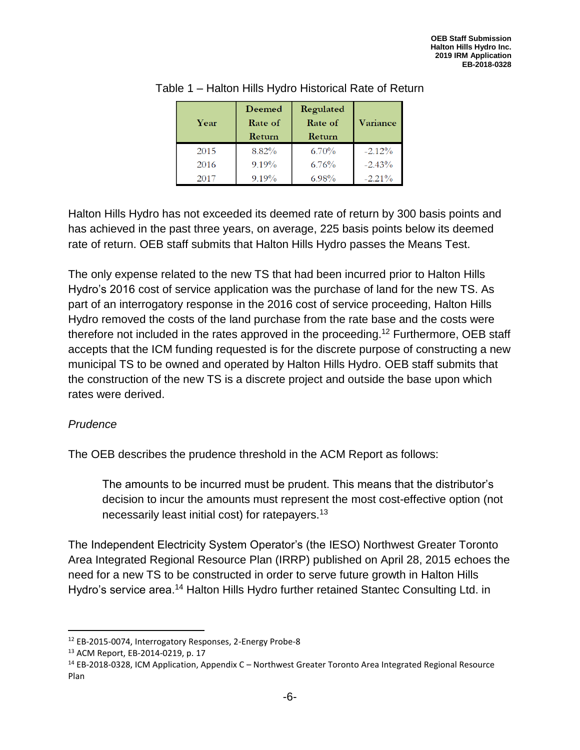Table 1 – Halton Hills Hydro Historical Rate of Return

| Year | Deemed Rate of Return | Regulated Rate of Return | Variance |
|---|---|---|---|
| 2015 | 8.82% | 6.70% | -2.12% |
| 2016 | 9.19% | 6.76% | -2.43% |
| 2017 | 9.19% | 6.98% | -2.21% |

Halton Hills Hydro has not exceeded its deemed rate of return by 300 basis points and has achieved in the past three years, on average, 225 basis points below its deemed rate of return. OEB staff submits that Halton Hills Hydro passes the Means Test.

The only expense related to the new TS that had been incurred prior to Halton Hills Hydro's 2016 cost of service application was the purchase of land for the new TS. As part of an interrogatory response in the 2016 cost of service proceeding, Halton Hills Hydro removed the costs of the land purchase from the rate base and the costs were therefore not included in the rates approved in the proceeding.[12] Furthermore, OEB staff accepts that the ICM funding requested is for the discrete purpose of constructing a new municipal TS to be owned and operated by Halton Hills Hydro. OEB staff submits that the construction of the new TS is a discrete project and outside the base upon which rates were derived.

*Prudence*

The OEB describes the prudence threshold in the ACM Report as follows:

> The amounts to be incurred must be prudent. This means that the distributor's decision to incur the amounts must represent the most cost-effective option (not necessarily least initial cost) for ratepayers.[13]

The Independent Electricity System Operator's (the IESO) Northwest Greater Toronto Area Integrated Regional Resource Plan (IRRP) published on April 28, 2015 echoes the need for a new TS to be constructed in order to serve future growth in Halton Hills Hydro's service area.[14] Halton Hills Hydro further retained Stantec Consulting Ltd. in

---

[12] EB-2015-0074, Interrogatory Responses, 2-Energy Probe-8

[13] ACM Report, EB-2014-0219, p. 17

[14] EB-2018-0328, ICM Application, Appendix C – Northwest Greater Toronto Area Integrated Regional Resource Plan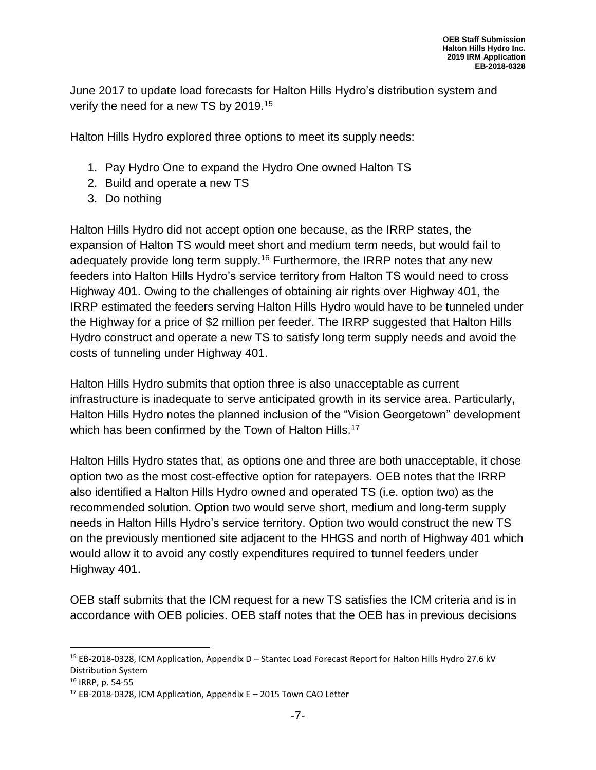June 2017 to update load forecasts for Halton Hills Hydro's distribution system and verify the need for a new TS by 2019.[15]

Halton Hills Hydro explored three options to meet its supply needs:

1. Pay Hydro One to expand the Hydro One owned Halton TS
2. Build and operate a new TS
3. Do nothing

Halton Hills Hydro did not accept option one because, as the IRRP states, the expansion of Halton TS would meet short and medium term needs, but would fail to adequately provide long term supply.[16] Furthermore, the IRRP notes that any new feeders into Halton Hills Hydro's service territory from Halton TS would need to cross Highway 401. Owing to the challenges of obtaining air rights over Highway 401, the IRRP estimated the feeders serving Halton Hills Hydro would have to be tunneled under the Highway for a price of $2 million per feeder. The IRRP suggested that Halton Hills Hydro construct and operate a new TS to satisfy long term supply needs and avoid the costs of tunneling under Highway 401.

Halton Hills Hydro submits that option three is also unacceptable as current infrastructure is inadequate to serve anticipated growth in its service area. Particularly, Halton Hills Hydro notes the planned inclusion of the "Vision Georgetown" development which has been confirmed by the Town of Halton Hills.[17]

Halton Hills Hydro states that, as options one and three are both unacceptable, it chose option two as the most cost-effective option for ratepayers. OEB notes that the IRRP also identified a Halton Hills Hydro owned and operated TS (i.e. option two) as the recommended solution. Option two would serve short, medium and long-term supply needs in Halton Hills Hydro's service territory. Option two would construct the new TS on the previously mentioned site adjacent to the HHGS and north of Highway 401 which would allow it to avoid any costly expenditures required to tunnel feeders under Highway 401.

OEB staff submits that the ICM request for a new TS satisfies the ICM criteria and is in accordance with OEB policies. OEB staff notes that the OEB has in previous decisions

---

[15] EB-2018-0328, ICM Application, Appendix D – Stantec Load Forecast Report for Halton Hills Hydro 27.6 kV Distribution System

[16] IRRP, p. 54-55

[17] EB-2018-0328, ICM Application, Appendix E – 2015 Town CAO Letter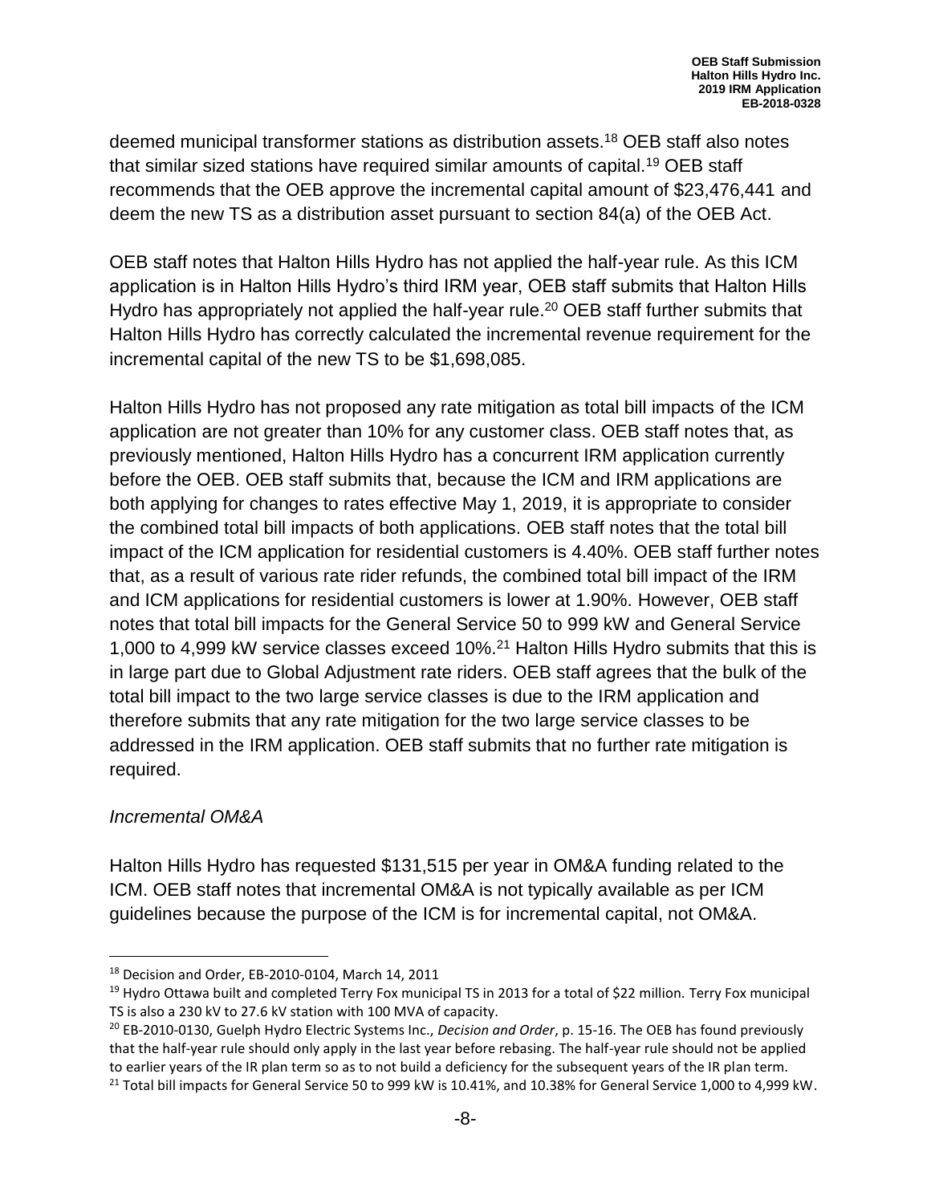deemed municipal transformer stations as distribution assets.[18] OEB staff also notes that similar sized stations have required similar amounts of capital.[19] OEB staff recommends that the OEB approve the incremental capital amount of $23,476,441 and deem the new TS as a distribution asset pursuant to section 84(a) of the OEB Act.

OEB staff notes that Halton Hills Hydro has not applied the half-year rule. As this ICM application is in Halton Hills Hydro's third IRM year, OEB staff submits that Halton Hills Hydro has appropriately not applied the half-year rule.[20] OEB staff further submits that Halton Hills Hydro has correctly calculated the incremental revenue requirement for the incremental capital of the new TS to be $1,698,085.

Halton Hills Hydro has not proposed any rate mitigation as total bill impacts of the ICM application are not greater than 10% for any customer class. OEB staff notes that, as previously mentioned, Halton Hills Hydro has a concurrent IRM application currently before the OEB. OEB staff submits that, because the ICM and IRM applications are both applying for changes to rates effective May 1, 2019, it is appropriate to consider the combined total bill impacts of both applications. OEB staff notes that the total bill impact of the ICM application for residential customers is 4.40%. OEB staff further notes that, as a result of various rate rider refunds, the combined total bill impact of the IRM and ICM applications for residential customers is lower at 1.90%. However, OEB staff notes that total bill impacts for the General Service 50 to 999 kW and General Service 1,000 to 4,999 kW service classes exceed 10%.[21] Halton Hills Hydro submits that this is in large part due to Global Adjustment rate riders. OEB staff agrees that the bulk of the total bill impact to the two large service classes is due to the IRM application and therefore submits that any rate mitigation for the two large service classes to be addressed in the IRM application. OEB staff submits that no further rate mitigation is required.

*Incremental OM&A*

Halton Hills Hydro has requested $131,515 per year in OM&A funding related to the ICM. OEB staff notes that incremental OM&A is not typically available as per ICM guidelines because the purpose of the ICM is for incremental capital, not OM&A.

---

[18] Decision and Order, EB-2010-0104, March 14, 2011

[19] Hydro Ottawa built and completed Terry Fox municipal TS in 2013 for a total of $22 million. Terry Fox municipal TS is also a 230 kV to 27.6 kV station with 100 MVA of capacity.

[20] EB-2010-0130, Guelph Hydro Electric Systems Inc., *Decision and Order*, p. 15-16. The OEB has found previously that the half-year rule should only apply in the last year before rebasing. The half-year rule should not be applied to earlier years of the IR plan term so as to not build a deficiency for the subsequent years of the IR plan term.

[21] Total bill impacts for General Service 50 to 999 kW is 10.41%, and 10.38% for General Service 1,000 to 4,999 kW.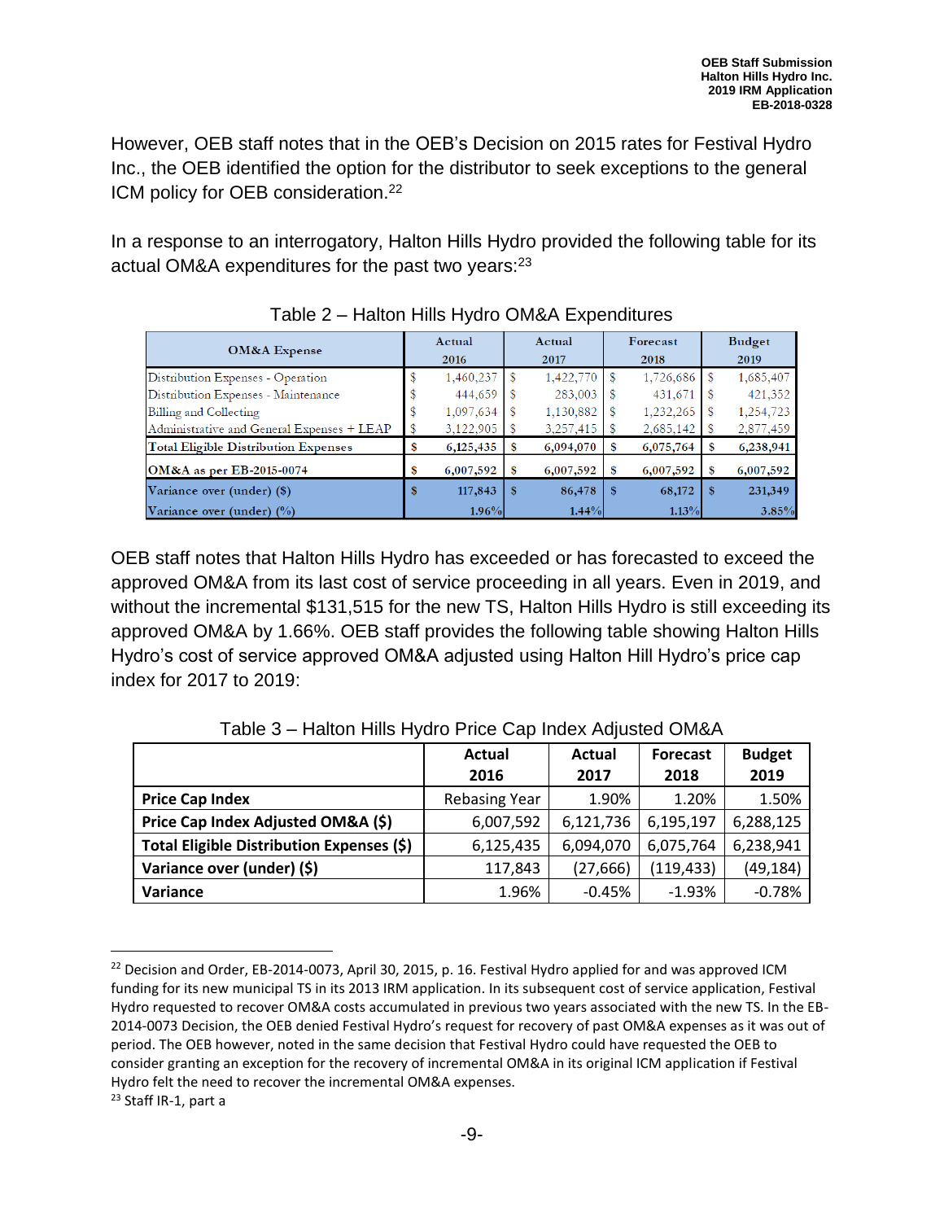However, OEB staff notes that in the OEB's Decision on 2015 rates for Festival Hydro Inc., the OEB identified the option for the distributor to seek exceptions to the general ICM policy for OEB consideration.[22]

In a response to an interrogatory, Halton Hills Hydro provided the following table for its actual OM&A expenditures for the past two years:[23]

Table 2 – Halton Hills Hydro OM&A Expenditures

| OM&A Expense | Actual 2016 | Actual 2017 | Forecast 2018 | Budget 2019 |
|---|---|---|---|---|
| Distribution Expenses - Operation | $ 1,460,237 | $ 1,422,770 | $ 1,726,686 | $ 1,685,407 |
| Distribution Expenses - Maintenance | $ 444,659 | $ 283,003 | $ 431,671 | $ 421,352 |
| Billing and Collecting | $ 1,097,634 | $ 1,130,882 | $ 1,232,265 | $ 1,254,723 |
| Administrative and General Expenses + LEAP | $ 3,122,905 | $ 3,257,415 | $ 2,685,142 | $ 2,877,459 |
| **Total Eligible Distribution Expenses** | **$ 6,125,435** | **$ 6,094,070** | **$ 6,075,764** | **$ 6,238,941** |
| **OM&A as per EB-2015-0074** | **$ 6,007,592** | **$ 6,007,592** | **$ 6,007,592** | **$ 6,007,592** |
| Variance over (under) ($) | **$ 117,843** | **$ 86,478** | **$ 68,172** | **$ 231,349** |
| Variance over (under) (%) | **1.96%** | **1.44%** | **1.13%** | **3.85%** |

OEB staff notes that Halton Hills Hydro has exceeded or has forecasted to exceed the approved OM&A from its last cost of service proceeding in all years. Even in 2019, and without the incremental $131,515 for the new TS, Halton Hills Hydro is still exceeding its approved OM&A by 1.66%. OEB staff provides the following table showing Halton Hills Hydro's cost of service approved OM&A adjusted using Halton Hill Hydro's price cap index for 2017 to 2019:

Table 3 – Halton Hills Hydro Price Cap Index Adjusted OM&A

| | Actual 2016 | Actual 2017 | Forecast 2018 | Budget 2019 |
|---|---|---|---|---|
| **Price Cap Index** | Rebasing Year | 1.90% | 1.20% | 1.50% |
| **Price Cap Index Adjusted OM&A ($)** | 6,007,592 | 6,121,736 | 6,195,197 | 6,288,125 |
| **Total Eligible Distribution Expenses ($)** | 6,125,435 | 6,094,070 | 6,075,764 | 6,238,941 |
| **Variance over (under) ($)** | 117,843 | (27,666) | (119,433) | (49,184) |
| **Variance** | 1.96% | -0.45% | -1.93% | -0.78% |

---

[22] Decision and Order, EB-2014-0073, April 30, 2015, p. 16. Festival Hydro applied for and was approved ICM funding for its new municipal TS in its 2013 IRM application. In its subsequent cost of service application, Festival Hydro requested to recover OM&A costs accumulated in previous two years associated with the new TS. In the EB-2014-0073 Decision, the OEB denied Festival Hydro's request for recovery of past OM&A expenses as it was out of period. The OEB however, noted in the same decision that Festival Hydro could have requested the OEB to consider granting an exception for the recovery of incremental OM&A in its original ICM application if Festival Hydro felt the need to recover the incremental OM&A expenses.

[23] Staff IR-1, part a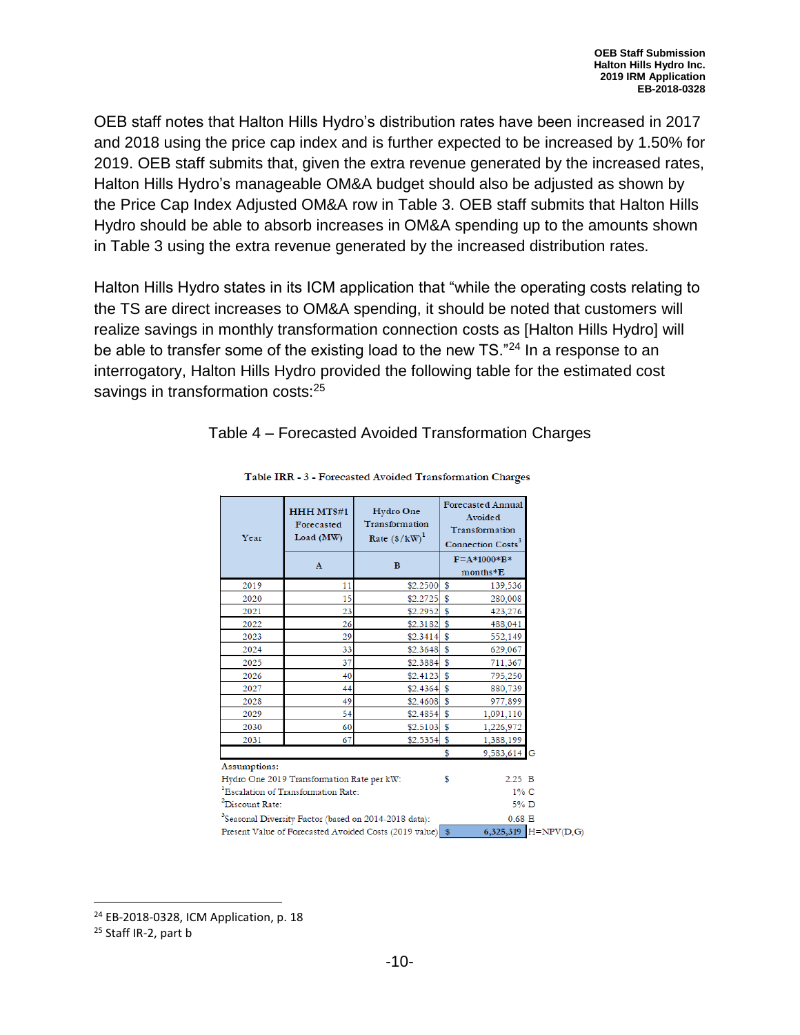OEB staff notes that Halton Hills Hydro's distribution rates have been increased in 2017 and 2018 using the price cap index and is further expected to be increased by 1.50% for 2019. OEB staff submits that, given the extra revenue generated by the increased rates, Halton Hills Hydro's manageable OM&A budget should also be adjusted as shown by the Price Cap Index Adjusted OM&A row in Table 3. OEB staff submits that Halton Hills Hydro should be able to absorb increases in OM&A spending up to the amounts shown in Table 3 using the extra revenue generated by the increased distribution rates.

Halton Hills Hydro states in its ICM application that "while the operating costs relating to the TS are direct increases to OM&A spending, it should be noted that customers will realize savings in monthly transformation connection costs as [Halton Hills Hydro] will be able to transfer some of the existing load to the new TS."[24] In a response to an interrogatory, Halton Hills Hydro provided the following table for the estimated cost savings in transformation costs:[25]

Table 4 – Forecasted Avoided Transformation Charges

**Table IRR - 3 - Forecasted Avoided Transformation Charges**

| Year | HHH MTS#1 Forecasted Load (MW) | Hydro One Transformation Rate ($/kW)[1] | Forecasted Annual Avoided Transformation Connection Costs[3] |
|---|---|---|---|
| | A | B | F=A\*1000\*B\*months\*E |
| 2019 | 11 | $2.2500 | $ 139,536 |
| 2020 | 15 | $2.2725 | $ 280,008 |
| 2021 | 23 | $2.2952 | $ 423,276 |
| 2022 | 26 | $2.3182 | $ 488,041 |
| 2023 | 29 | $2.3414 | $ 552,149 |
| 2024 | 33 | $2.3648 | $ 629,067 |
| 2025 | 37 | $2.3884 | $ 711,367 |
| 2026 | 40 | $2.4123 | $ 795,250 |
| 2027 | 44 | $2.4364 | $ 880,739 |
| 2028 | 49 | $2.4608 | $ 977,899 |
| 2029 | 54 | $2.4854 | $ 1,091,110 |
| 2030 | 60 | $2.5103 | $ 1,226,972 |
| 2031 | 67 | $2.5354 | $ 1,388,199 |
| | | | $ 9,583,614 G |

**Assumptions:**

| | | |
|---|---|---|
| Hydro One 2019 Transformation Rate per kW: | $ 2.25 | B |
| [1]Escalation of Transformation Rate: | 1% | C |
| [2]Discount Rate: | 5% | D |
| [3]Seasonal Diversity Factor (based on 2014-2018 data): | 0.68 | E |
| Present Value of Forecasted Avoided Costs (2019 value) | $ 6,325,319 | H=NPV(D,G) |

[24] EB-2018-0328, ICM Application, p. 18

[25] Staff IR-2, part b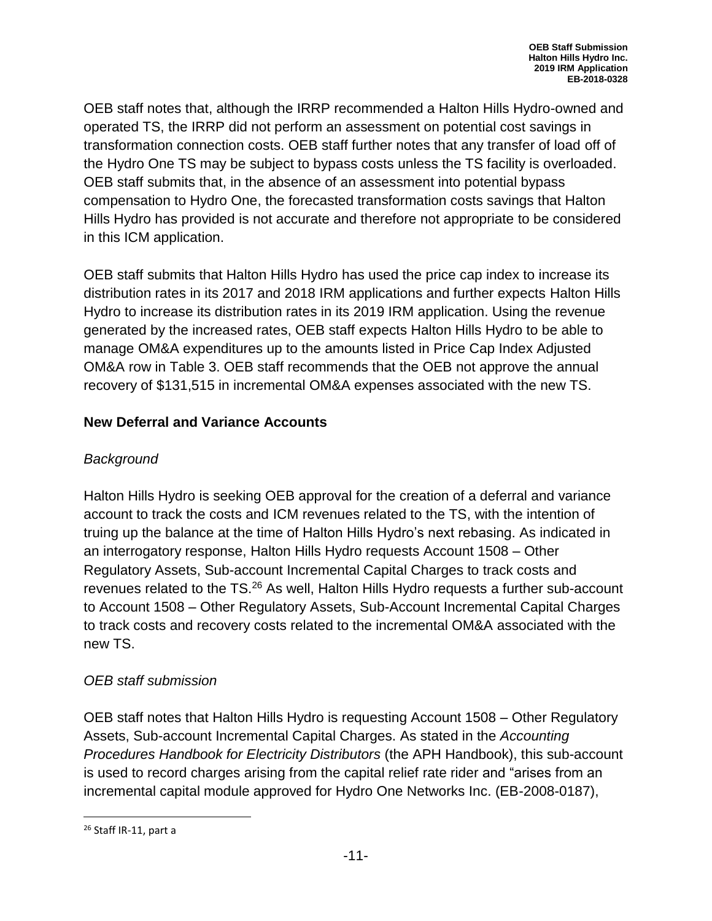OEB staff notes that, although the IRRP recommended a Halton Hills Hydro-owned and operated TS, the IRRP did not perform an assessment on potential cost savings in transformation connection costs. OEB staff further notes that any transfer of load off of the Hydro One TS may be subject to bypass costs unless the TS facility is overloaded. OEB staff submits that, in the absence of an assessment into potential bypass compensation to Hydro One, the forecasted transformation costs savings that Halton Hills Hydro has provided is not accurate and therefore not appropriate to be considered in this ICM application.

OEB staff submits that Halton Hills Hydro has used the price cap index to increase its distribution rates in its 2017 and 2018 IRM applications and further expects Halton Hills Hydro to increase its distribution rates in its 2019 IRM application. Using the revenue generated by the increased rates, OEB staff expects Halton Hills Hydro to be able to manage OM&A expenditures up to the amounts listed in Price Cap Index Adjusted OM&A row in Table 3. OEB staff recommends that the OEB not approve the annual recovery of $131,515 in incremental OM&A expenses associated with the new TS.

## New Deferral and Variance Accounts

### *Background*

Halton Hills Hydro is seeking OEB approval for the creation of a deferral and variance account to track the costs and ICM revenues related to the TS, with the intention of truing up the balance at the time of Halton Hills Hydro's next rebasing. As indicated in an interrogatory response, Halton Hills Hydro requests Account 1508 – Other Regulatory Assets, Sub-account Incremental Capital Charges to track costs and revenues related to the TS.[26] As well, Halton Hills Hydro requests a further sub-account to Account 1508 – Other Regulatory Assets, Sub-Account Incremental Capital Charges to track costs and recovery costs related to the incremental OM&A associated with the new TS.

### *OEB staff submission*

OEB staff notes that Halton Hills Hydro is requesting Account 1508 – Other Regulatory Assets, Sub-account Incremental Capital Charges. As stated in the *Accounting Procedures Handbook for Electricity Distributors* (the APH Handbook), this sub-account is used to record charges arising from the capital relief rate rider and "arises from an incremental capital module approved for Hydro One Networks Inc. (EB-2008-0187),

[26] Staff IR-11, part a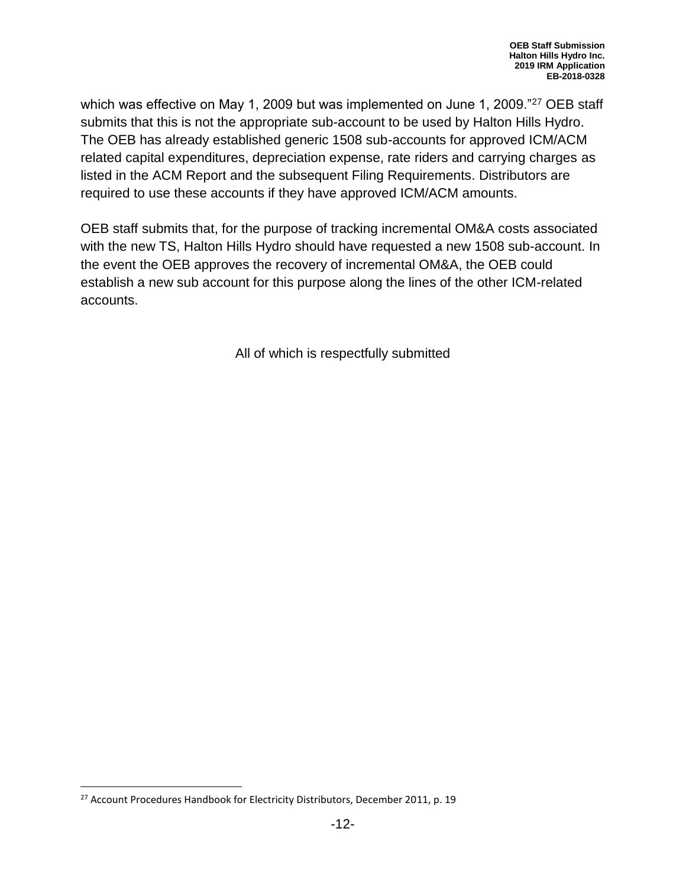which was effective on May 1, 2009 but was implemented on June 1, 2009."[27] OEB staff submits that this is not the appropriate sub-account to be used by Halton Hills Hydro. The OEB has already established generic 1508 sub-accounts for approved ICM/ACM related capital expenditures, depreciation expense, rate riders and carrying charges as listed in the ACM Report and the subsequent Filing Requirements. Distributors are required to use these accounts if they have approved ICM/ACM amounts.

OEB staff submits that, for the purpose of tracking incremental OM&A costs associated with the new TS, Halton Hills Hydro should have requested a new 1508 sub-account. In the event the OEB approves the recovery of incremental OM&A, the OEB could establish a new sub account for this purpose along the lines of the other ICM-related accounts.

All of which is respectfully submitted

[27] Account Procedures Handbook for Electricity Distributors, December 2011, p. 19